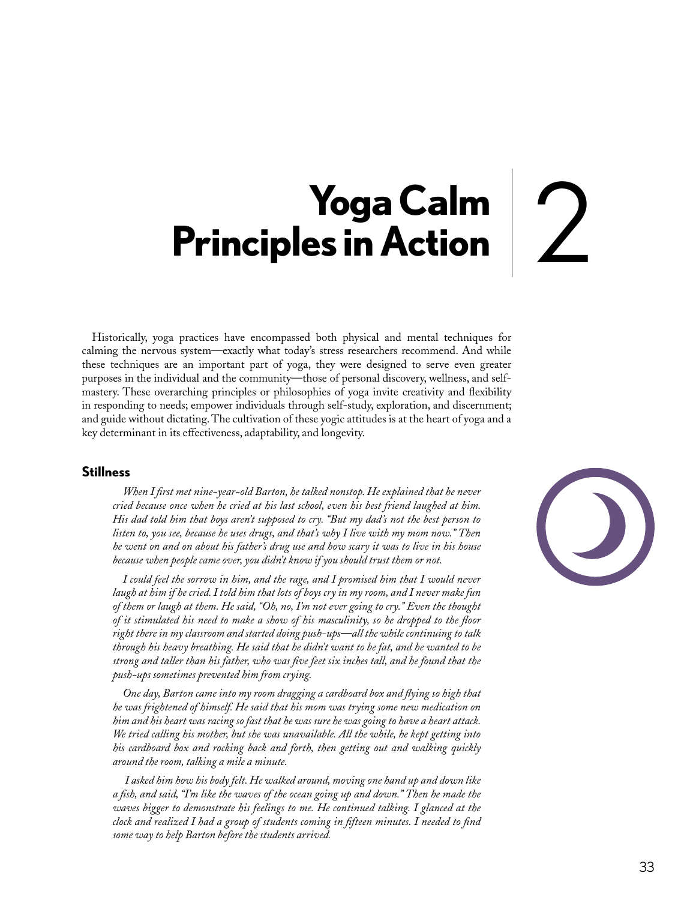# Yoga Calm Principles in Action

# 2

Historically, yoga practices have encompassed both physical and mental techniques for calming the nervous system—exactly what today's stress researchers recommend. And while these techniques are an important part of yoga, they were designed to serve even greater purposes in the individual and the community—those of personal discovery, wellness, and self-mastery. These overarching principles or philosophies of yoga invite creativity and flexibility in responding to needs; empower individuals through self-study, exploration, and discernment; and guide without dictating. The cultivation of these yogic attitudes is at the heart of yoga and a key determinant in its effectiveness, adaptability, and longevity.

## Stillness

*When I first met nine-year-old Barton, he talked nonstop. He explained that he never cried because once when he cried at his last school, even his best friend laughed at him. His dad told him that boys aren't supposed to cry. "But my dad's not the best person to listen to, you see, because he uses drugs, and that's why I live with my mom now." Then he went on and on about his father's drug use and how scary it was to live in his house because when people came over, you didn't know if you should trust them or not.*

*I could feel the sorrow in him, and the rage, and I promised him that I would never laugh at him if he cried. I told him that lots of boys cry in my room, and I never make fun of them or laugh at them. He said, "Oh, no, I'm not ever going to cry." Even the thought of it stimulated his need to make a show of his masculinity, so he dropped to the floor right there in my classroom and started doing push-ups—all the while continuing to talk through his heavy breathing. He said that he didn't want to be fat, and he wanted to be strong and taller than his father, who was five feet six inches tall, and he found that the push-ups sometimes prevented him from crying.*

*One day, Barton came into my room dragging a cardboard box and flying so high that he was frightened of himself. He said that his mom was trying some new medication on him and his heart was racing so fast that he was sure he was going to have a heart attack. We tried calling his mother, but she was unavailable. All the while, he kept getting into his cardboard box and rocking back and forth, then getting out and walking quickly around the room, talking a mile a minute.*

*I asked him how his body felt. He walked around, moving one hand up and down like a fish, and said, "I'm like the waves of the ocean going up and down." Then he made the waves bigger to demonstrate his feelings to me. He continued talking. I glanced at the clock and realized I had a group of students coming in fifteen minutes. I needed to find some way to help Barton before the students arrived.*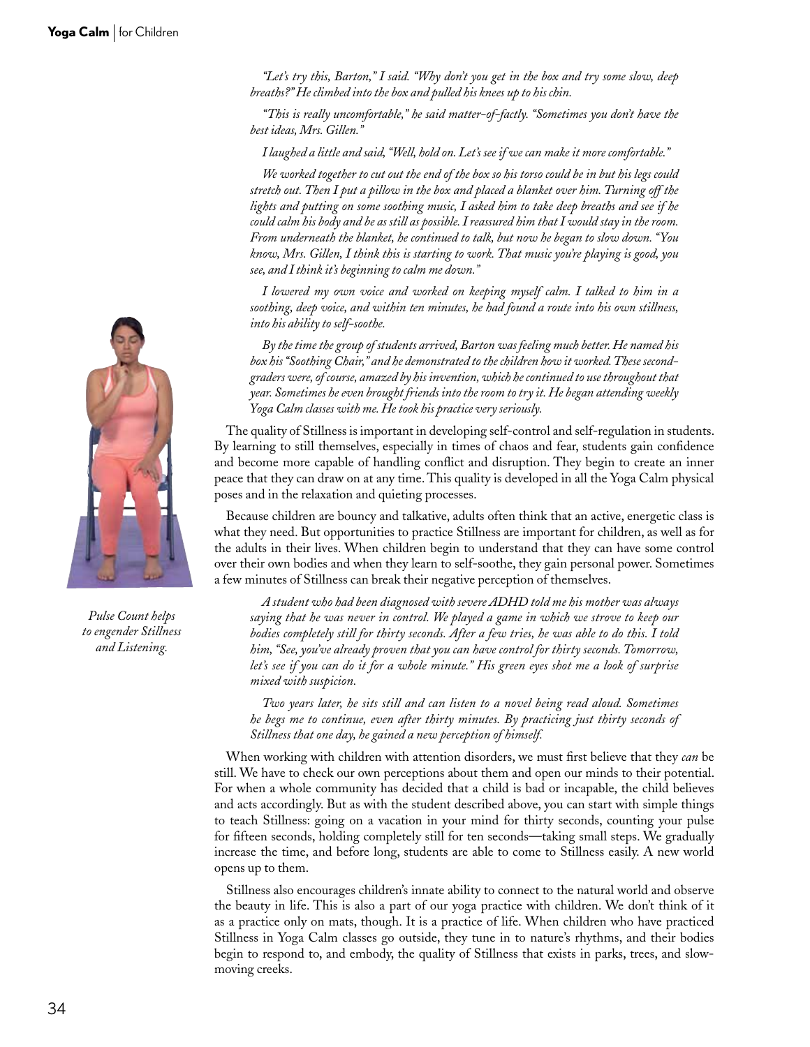*"Let's try this, Barton," I said. "Why don't you get in the box and try some slow, deep breaths?" He climbed into the box and pulled his knees up to his chin.*

*"This is really uncomfortable," he said matter-of-factly. "Sometimes you don't have the best ideas, Mrs. Gillen."*

*I laughed a little and said, "Well, hold on. Let's see if we can make it more comfortable."*

*We worked together to cut out the end of the box so his torso could be in but his legs could stretch out. Then I put a pillow in the box and placed a blanket over him. Turning off the lights and putting on some soothing music, I asked him to take deep breaths and see if he could calm his body and be as still as possible. I reassured him that I would stay in the room. From underneath the blanket, he continued to talk, but now he began to slow down. "You know, Mrs. Gillen, I think this is starting to work. That music you're playing is good, you see, and I think it's beginning to calm me down."*

*I lowered my own voice and worked on keeping myself calm. I talked to him in a soothing, deep voice, and within ten minutes, he had found a route into his own stillness, into his ability to self-soothe.*

*By the time the group of students arrived, Barton was feeling much better. He named his box his "Soothing Chair," and he demonstrated to the children how it worked. These second-graders were, of course, amazed by his invention, which he continued to use throughout that year. Sometimes he even brought friends into the room to try it. He began attending weekly Yoga Calm classes with me. He took his practice very seriously.*

The quality of Stillness is important in developing self-control and self-regulation in students. By learning to still themselves, especially in times of chaos and fear, students gain confidence and become more capable of handling conflict and disruption. They begin to create an inner peace that they can draw on at any time. This quality is developed in all the Yoga Calm physical poses and in the relaxation and quieting processes.

Because children are bouncy and talkative, adults often think that an active, energetic class is what they need. But opportunities to practice Stillness are important for children, as well as for the adults in their lives. When children begin to understand that they can have some control over their own bodies and when they learn to self-soothe, they gain personal power. Sometimes a few minutes of Stillness can break their negative perception of themselves.

*Pulse Count helps to engender Stillness and Listening.*

*A student who had been diagnosed with severe ADHD told me his mother was always saying that he was never in control. We played a game in which we strove to keep our bodies completely still for thirty seconds. After a few tries, he was able to do this. I told him, "See, you've already proven that you can have control for thirty seconds. Tomorrow, let's see if you can do it for a whole minute." His green eyes shot me a look of surprise mixed with suspicion.*

*Two years later, he sits still and can listen to a novel being read aloud. Sometimes he begs me to continue, even after thirty minutes. By practicing just thirty seconds of Stillness that one day, he gained a new perception of himself.*

When working with children with attention disorders, we must first believe that they *can* be still. We have to check our own perceptions about them and open our minds to their potential. For when a whole community has decided that a child is bad or incapable, the child believes and acts accordingly. But as with the student described above, you can start with simple things to teach Stillness: going on a vacation in your mind for thirty seconds, counting your pulse for fifteen seconds, holding completely still for ten seconds—taking small steps. We gradually increase the time, and before long, students are able to come to Stillness easily. A new world opens up to them.

Stillness also encourages children's innate ability to connect to the natural world and observe the beauty in life. This is also a part of our yoga practice with children. We don't think of it as a practice only on mats, though. It is a practice of life. When children who have practiced Stillness in Yoga Calm classes go outside, they tune in to nature's rhythms, and their bodies begin to respond to, and embody, the quality of Stillness that exists in parks, trees, and slow-moving creeks.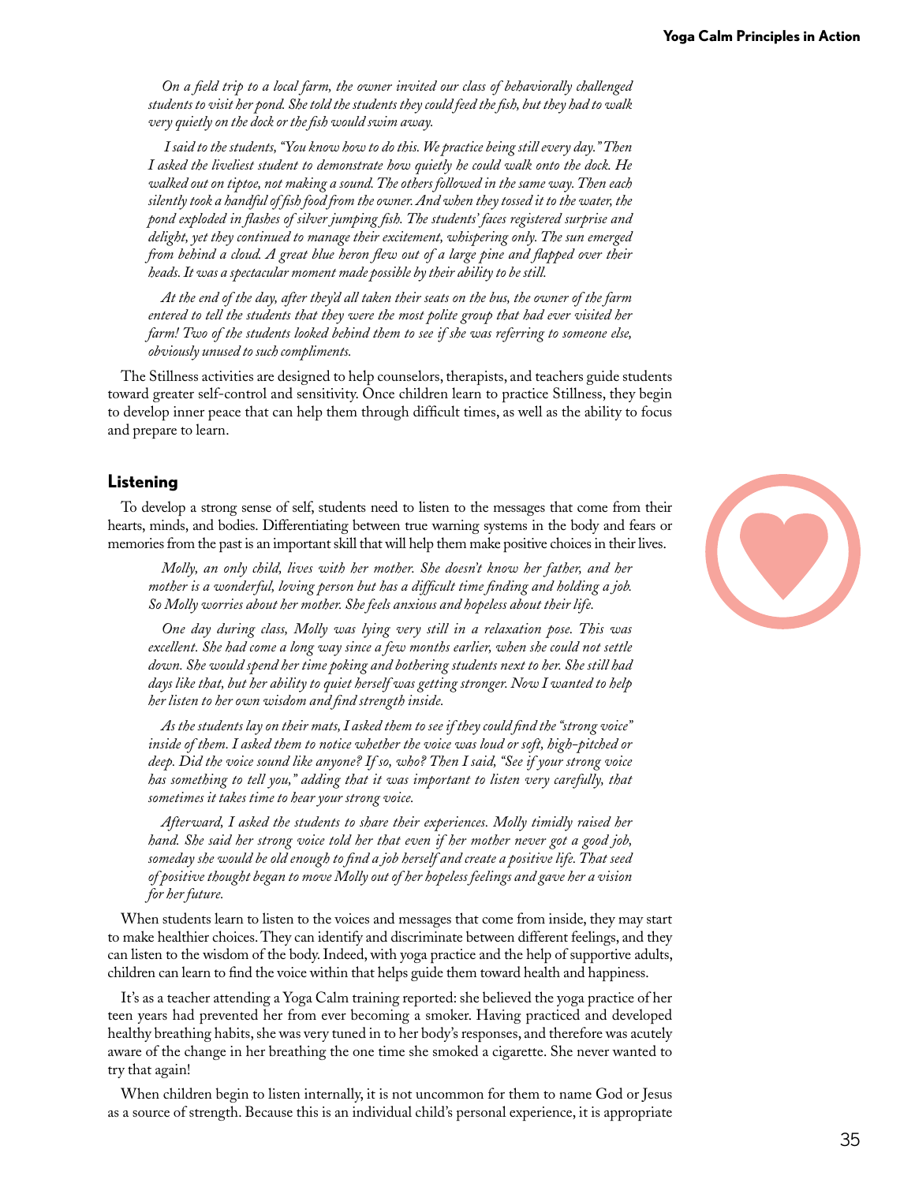*On a field trip to a local farm, the owner invited our class of behaviorally challenged students to visit her pond. She told the students they could feed the fish, but they had to walk very quietly on the dock or the fish would swim away.*

*I said to the students, "You know how to do this. We practice being still every day." Then I asked the liveliest student to demonstrate how quietly he could walk onto the dock. He walked out on tiptoe, not making a sound. The others followed in the same way. Then each silently took a handful of fish food from the owner. And when they tossed it to the water, the pond exploded in flashes of silver jumping fish. The students' faces registered surprise and delight, yet they continued to manage their excitement, whispering only. The sun emerged from behind a cloud. A great blue heron flew out of a large pine and flapped over their heads. It was a spectacular moment made possible by their ability to be still.*

*At the end of the day, after they'd all taken their seats on the bus, the owner of the farm entered to tell the students that they were the most polite group that had ever visited her farm! Two of the students looked behind them to see if she was referring to someone else, obviously unused to such compliments.*

The Stillness activities are designed to help counselors, therapists, and teachers guide students toward greater self-control and sensitivity. Once children learn to practice Stillness, they begin to develop inner peace that can help them through difficult times, as well as the ability to focus and prepare to learn.

## Listening

To develop a strong sense of self, students need to listen to the messages that come from their hearts, minds, and bodies. Differentiating between true warning systems in the body and fears or memories from the past is an important skill that will help them make positive choices in their lives.

*Molly, an only child, lives with her mother. She doesn't know her father, and her mother is a wonderful, loving person but has a difficult time finding and holding a job. So Molly worries about her mother. She feels anxious and hopeless about their life.*

*One day during class, Molly was lying very still in a relaxation pose. This was excellent. She had come a long way since a few months earlier, when she could not settle down. She would spend her time poking and bothering students next to her. She still had days like that, but her ability to quiet herself was getting stronger. Now I wanted to help her listen to her own wisdom and find strength inside.*

*As the students lay on their mats, I asked them to see if they could find the "strong voice" inside of them. I asked them to notice whether the voice was loud or soft, high-pitched or deep. Did the voice sound like anyone? If so, who? Then I said, "See if your strong voice has something to tell you," adding that it was important to listen very carefully, that sometimes it takes time to hear your strong voice.*

*Afterward, I asked the students to share their experiences. Molly timidly raised her hand. She said her strong voice told her that even if her mother never got a good job, someday she would be old enough to find a job herself and create a positive life. That seed of positive thought began to move Molly out of her hopeless feelings and gave her a vision for her future.*

When students learn to listen to the voices and messages that come from inside, they may start to make healthier choices. They can identify and discriminate between different feelings, and they can listen to the wisdom of the body. Indeed, with yoga practice and the help of supportive adults, children can learn to find the voice within that helps guide them toward health and happiness.

It's as a teacher attending a Yoga Calm training reported: she believed the yoga practice of her teen years had prevented her from ever becoming a smoker. Having practiced and developed healthy breathing habits, she was very tuned in to her body's responses, and therefore was acutely aware of the change in her breathing the one time she smoked a cigarette. She never wanted to try that again!

When children begin to listen internally, it is not uncommon for them to name God or Jesus as a source of strength. Because this is an individual child's personal experience, it is appropriate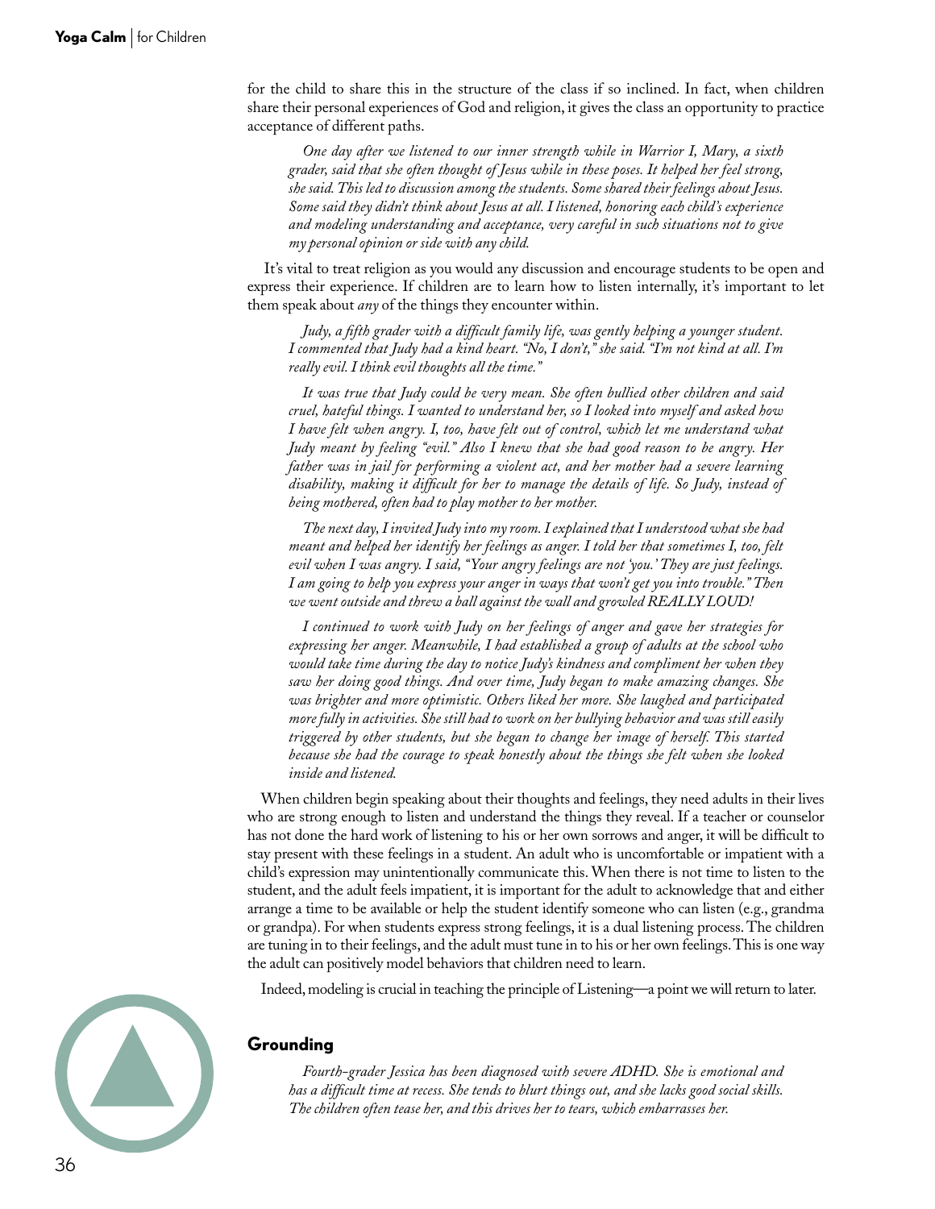for the child to share this in the structure of the class if so inclined. In fact, when children share their personal experiences of God and religion, it gives the class an opportunity to practice acceptance of different paths.

*One day after we listened to our inner strength while in Warrior I, Mary, a sixth grader, said that she often thought of Jesus while in these poses. It helped her feel strong, she said. This led to discussion among the students. Some shared their feelings about Jesus. Some said they didn't think about Jesus at all. I listened, honoring each child's experience and modeling understanding and acceptance, very careful in such situations not to give my personal opinion or side with any child.*

It's vital to treat religion as you would any discussion and encourage students to be open and express their experience. If children are to learn how to listen internally, it's important to let them speak about *any* of the things they encounter within.

*Judy, a fifth grader with a difficult family life, was gently helping a younger student. I commented that Judy had a kind heart. "No, I don't," she said. "I'm not kind at all. I'm really evil. I think evil thoughts all the time."*

*It was true that Judy could be very mean. She often bullied other children and said cruel, hateful things. I wanted to understand her, so I looked into myself and asked how I have felt when angry. I, too, have felt out of control, which let me understand what Judy meant by feeling "evil." Also I knew that she had good reason to be angry. Her father was in jail for performing a violent act, and her mother had a severe learning disability, making it difficult for her to manage the details of life. So Judy, instead of being mothered, often had to play mother to her mother.*

*The next day, I invited Judy into my room. I explained that I understood what she had meant and helped her identify her feelings as anger. I told her that sometimes I, too, felt evil when I was angry. I said, "Your angry feelings are not 'you.' They are just feelings. I am going to help you express your anger in ways that won't get you into trouble." Then we went outside and threw a ball against the wall and growled REALLY LOUD!*

*I continued to work with Judy on her feelings of anger and gave her strategies for expressing her anger. Meanwhile, I had established a group of adults at the school who would take time during the day to notice Judy's kindness and compliment her when they saw her doing good things. And over time, Judy began to make amazing changes. She was brighter and more optimistic. Others liked her more. She laughed and participated more fully in activities. She still had to work on her bullying behavior and was still easily triggered by other students, but she began to change her image of herself. This started because she had the courage to speak honestly about the things she felt when she looked inside and listened.*

When children begin speaking about their thoughts and feelings, they need adults in their lives who are strong enough to listen and understand the things they reveal. If a teacher or counselor has not done the hard work of listening to his or her own sorrows and anger, it will be difficult to stay present with these feelings in a student. An adult who is uncomfortable or impatient with a child's expression may unintentionally communicate this. When there is not time to listen to the student, and the adult feels impatient, it is important for the adult to acknowledge that and either arrange a time to be available or help the student identify someone who can listen (e.g., grandma or grandpa). For when students express strong feelings, it is a dual listening process. The children are tuning in to their feelings, and the adult must tune in to his or her own feelings. This is one way the adult can positively model behaviors that children need to learn.

Indeed, modeling is crucial in teaching the principle of Listening—a point we will return to later.

## Grounding

*Fourth-grader Jessica has been diagnosed with severe ADHD. She is emotional and has a difficult time at recess. She tends to blurt things out, and she lacks good social skills. The children often tease her, and this drives her to tears, which embarrasses her.*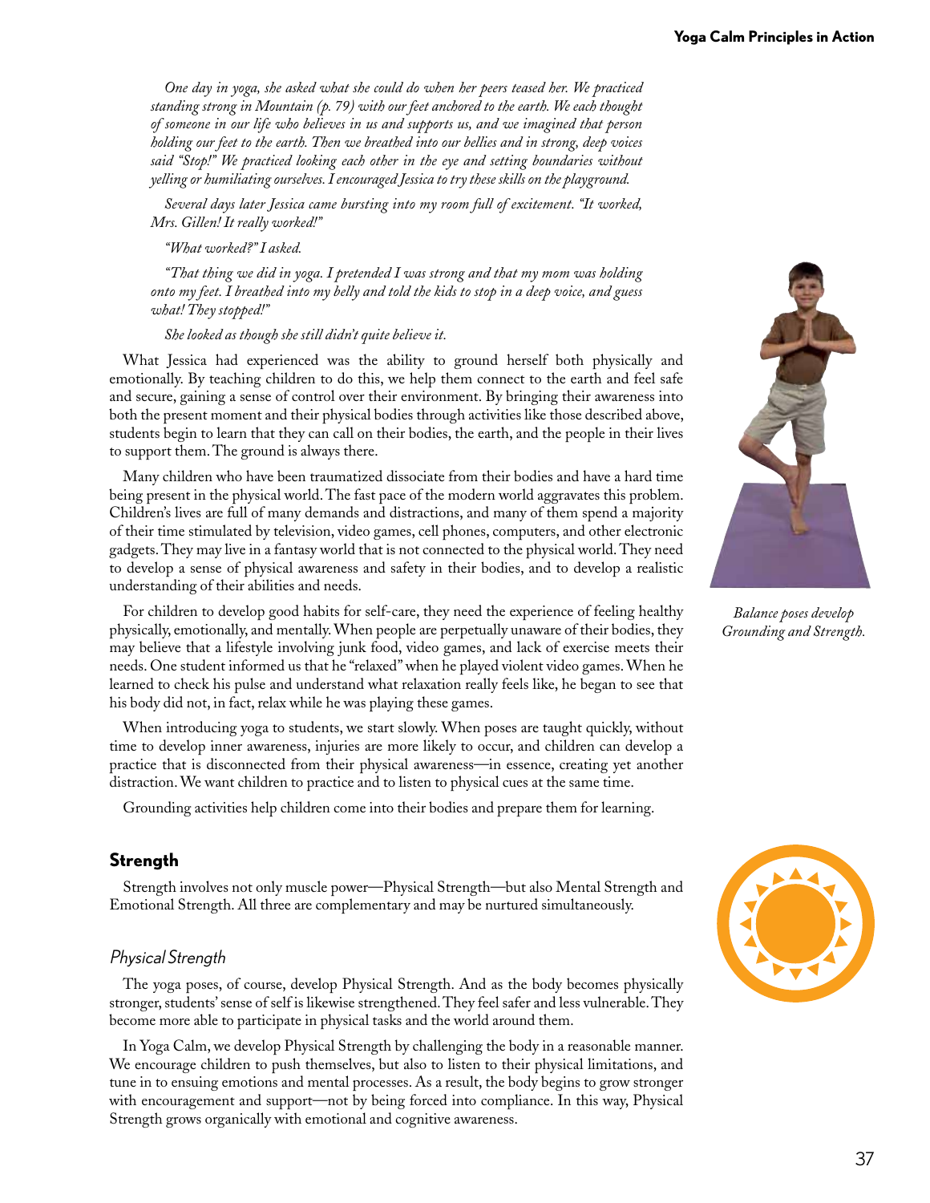*One day in yoga, she asked what she could do when her peers teased her. We practiced standing strong in Mountain (p. 79) with our feet anchored to the earth. We each thought of someone in our life who believes in us and supports us, and we imagined that person holding our feet to the earth. Then we breathed into our bellies and in strong, deep voices said "Stop!" We practiced looking each other in the eye and setting boundaries without yelling or humiliating ourselves. I encouraged Jessica to try these skills on the playground.*

*Several days later Jessica came bursting into my room full of excitement. "It worked, Mrs. Gillen! It really worked!"*

*"What worked?" I asked.*

*"That thing we did in yoga. I pretended I was strong and that my mom was holding onto my feet. I breathed into my belly and told the kids to stop in a deep voice, and guess what! They stopped!"*

*She looked as though she still didn't quite believe it.*

What Jessica had experienced was the ability to ground herself both physically and emotionally. By teaching children to do this, we help them connect to the earth and feel safe and secure, gaining a sense of control over their environment. By bringing their awareness into both the present moment and their physical bodies through activities like those described above, students begin to learn that they can call on their bodies, the earth, and the people in their lives to support them. The ground is always there.

Many children who have been traumatized dissociate from their bodies and have a hard time being present in the physical world. The fast pace of the modern world aggravates this problem. Children's lives are full of many demands and distractions, and many of them spend a majority of their time stimulated by television, video games, cell phones, computers, and other electronic gadgets. They may live in a fantasy world that is not connected to the physical world. They need to develop a sense of physical awareness and safety in their bodies, and to develop a realistic understanding of their abilities and needs.

*Balance poses develop Grounding and Strength.*

For children to develop good habits for self-care, they need the experience of feeling healthy physically, emotionally, and mentally. When people are perpetually unaware of their bodies, they may believe that a lifestyle involving junk food, video games, and lack of exercise meets their needs. One student informed us that he "relaxed" when he played violent video games. When he learned to check his pulse and understand what relaxation really feels like, he began to see that his body did not, in fact, relax while he was playing these games.

When introducing yoga to students, we start slowly. When poses are taught quickly, without time to develop inner awareness, injuries are more likely to occur, and children can develop a practice that is disconnected from their physical awareness—in essence, creating yet another distraction. We want children to practice and to listen to physical cues at the same time.

Grounding activities help children come into their bodies and prepare them for learning.

## Strength

Strength involves not only muscle power—Physical Strength—but also Mental Strength and Emotional Strength. All three are complementary and may be nurtured simultaneously.

### *Physical Strength*

The yoga poses, of course, develop Physical Strength. And as the body becomes physically stronger, students' sense of self is likewise strengthened. They feel safer and less vulnerable. They become more able to participate in physical tasks and the world around them.

In Yoga Calm, we develop Physical Strength by challenging the body in a reasonable manner. We encourage children to push themselves, but also to listen to their physical limitations, and tune in to ensuing emotions and mental processes. As a result, the body begins to grow stronger with encouragement and support—not by being forced into compliance. In this way, Physical Strength grows organically with emotional and cognitive awareness.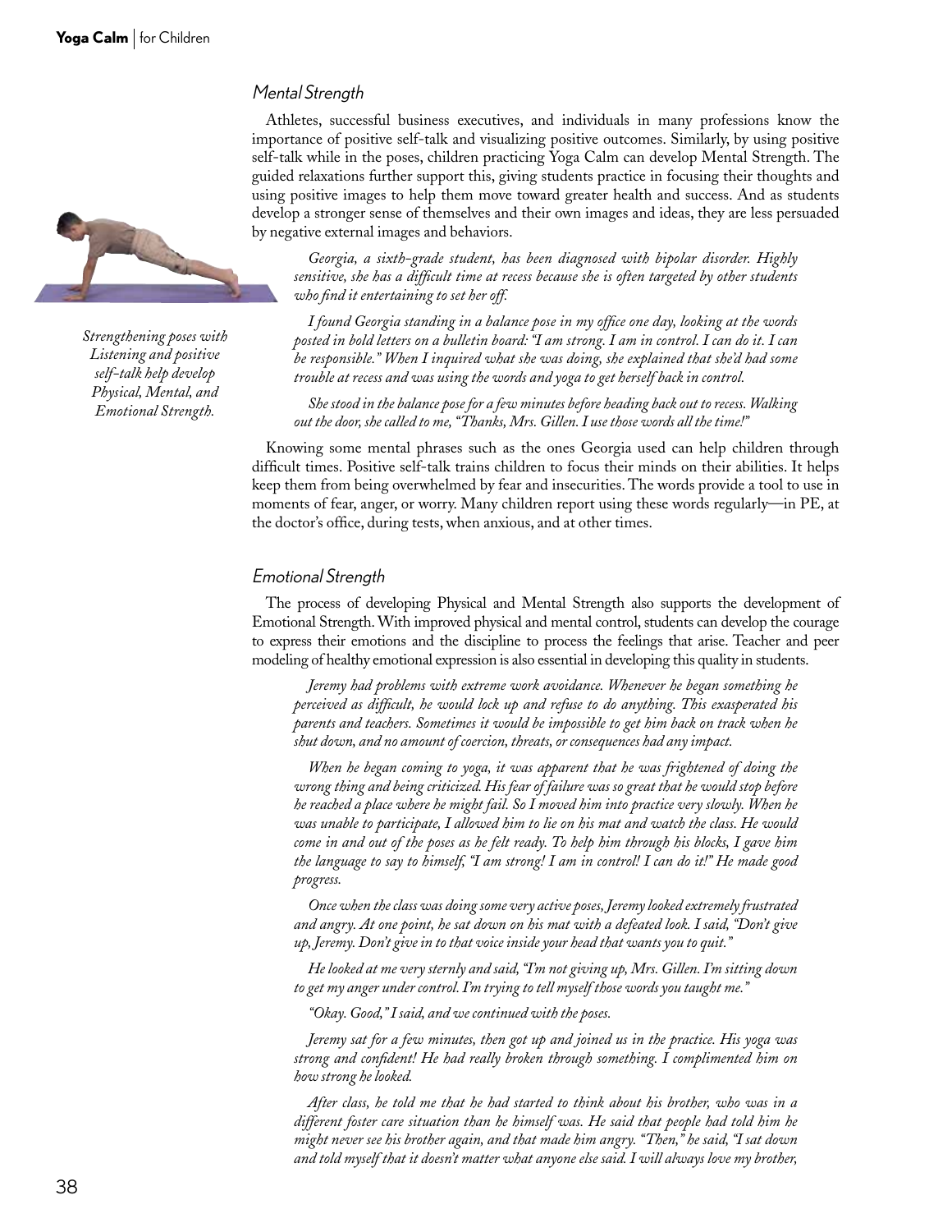### Mental Strength

Athletes, successful business executives, and individuals in many professions know the importance of positive self-talk and visualizing positive outcomes. Similarly, by using positive self-talk while in the poses, children practicing Yoga Calm can develop Mental Strength. The guided relaxations further support this, giving students practice in focusing their thoughts and using positive images to help them move toward greater health and success. And as students develop a stronger sense of themselves and their own images and ideas, they are less persuaded by negative external images and behaviors.

*Strengthening poses with Listening and positive self-talk help develop Physical, Mental, and Emotional Strength.*

*Georgia, a sixth-grade student, has been diagnosed with bipolar disorder. Highly sensitive, she has a difficult time at recess because she is often targeted by other students who find it entertaining to set her off.*

*I found Georgia standing in a balance pose in my office one day, looking at the words posted in bold letters on a bulletin board: "I am strong. I am in control. I can do it. I can be responsible." When I inquired what she was doing, she explained that she'd had some trouble at recess and was using the words and yoga to get herself back in control.*

*She stood in the balance pose for a few minutes before heading back out to recess. Walking out the door, she called to me, "Thanks, Mrs. Gillen. I use those words all the time!"*

Knowing some mental phrases such as the ones Georgia used can help children through difficult times. Positive self-talk trains children to focus their minds on their abilities. It helps keep them from being overwhelmed by fear and insecurities. The words provide a tool to use in moments of fear, anger, or worry. Many children report using these words regularly—in PE, at the doctor's office, during tests, when anxious, and at other times.

### Emotional Strength

The process of developing Physical and Mental Strength also supports the development of Emotional Strength. With improved physical and mental control, students can develop the courage to express their emotions and the discipline to process the feelings that arise. Teacher and peer modeling of healthy emotional expression is also essential in developing this quality in students.

*Jeremy had problems with extreme work avoidance. Whenever he began something he perceived as difficult, he would lock up and refuse to do anything. This exasperated his parents and teachers. Sometimes it would be impossible to get him back on track when he shut down, and no amount of coercion, threats, or consequences had any impact.*

*When he began coming to yoga, it was apparent that he was frightened of doing the wrong thing and being criticized. His fear of failure was so great that he would stop before he reached a place where he might fail. So I moved him into practice very slowly. When he was unable to participate, I allowed him to lie on his mat and watch the class. He would come in and out of the poses as he felt ready. To help him through his blocks, I gave him the language to say to himself, "I am strong! I am in control! I can do it!" He made good progress.*

*Once when the class was doing some very active poses, Jeremy looked extremely frustrated and angry. At one point, he sat down on his mat with a defeated look. I said, "Don't give up, Jeremy. Don't give in to that voice inside your head that wants you to quit."*

*He looked at me very sternly and said, "I'm not giving up, Mrs. Gillen. I'm sitting down to get my anger under control. I'm trying to tell myself those words you taught me."*

*"Okay. Good," I said, and we continued with the poses.*

*Jeremy sat for a few minutes, then got up and joined us in the practice. His yoga was strong and confident! He had really broken through something. I complimented him on how strong he looked.*

*After class, he told me that he had started to think about his brother, who was in a different foster care situation than he himself was. He said that people had told him he might never see his brother again, and that made him angry. "Then," he said, "I sat down and told myself that it doesn't matter what anyone else said. I will always love my brother,*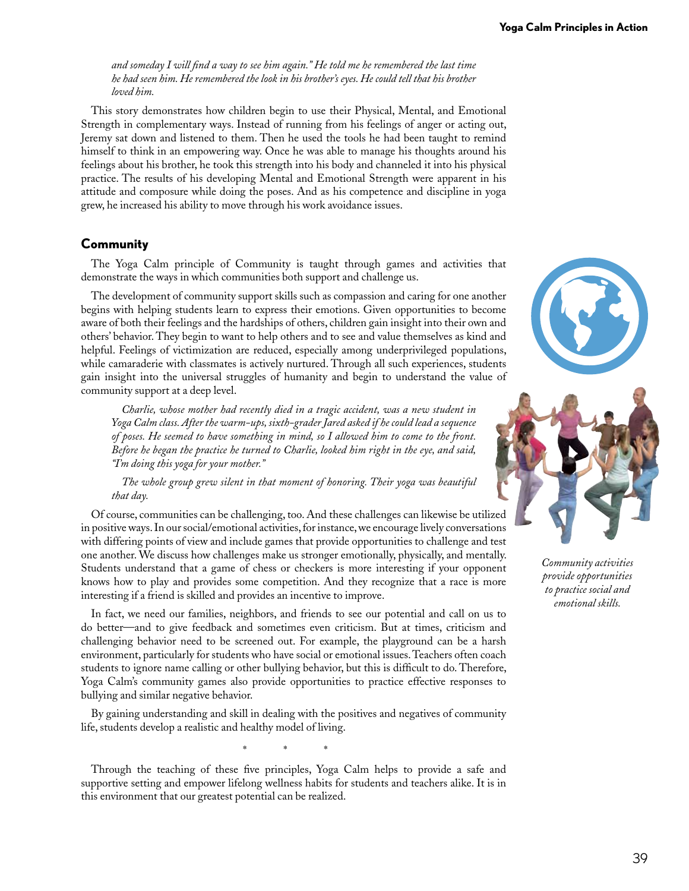*and someday I will find a way to see him again." He told me he remembered the last time he had seen him. He remembered the look in his brother's eyes. He could tell that his brother loved him.*

This story demonstrates how children begin to use their Physical, Mental, and Emotional Strength in complementary ways. Instead of running from his feelings of anger or acting out, Jeremy sat down and listened to them. Then he used the tools he had been taught to remind himself to think in an empowering way. Once he was able to manage his thoughts around his feelings about his brother, he took this strength into his body and channeled it into his physical practice. The results of his developing Mental and Emotional Strength were apparent in his attitude and composure while doing the poses. And as his competence and discipline in yoga grew, he increased his ability to move through his work avoidance issues.

## Community

The Yoga Calm principle of Community is taught through games and activities that demonstrate the ways in which communities both support and challenge us.

The development of community support skills such as compassion and caring for one another begins with helping students learn to express their emotions. Given opportunities to become aware of both their feelings and the hardships of others, children gain insight into their own and others' behavior. They begin to want to help others and to see and value themselves as kind and helpful. Feelings of victimization are reduced, especially among underprivileged populations, while camaraderie with classmates is actively nurtured. Through all such experiences, students gain insight into the universal struggles of humanity and begin to understand the value of community support at a deep level.

*Charlie, whose mother had recently died in a tragic accident, was a new student in Yoga Calm class. After the warm-ups, sixth-grader Jared asked if he could lead a sequence of poses. He seemed to have something in mind, so I allowed him to come to the front. Before he began the practice he turned to Charlie, looked him right in the eye, and said, "I'm doing this yoga for your mother."*

*The whole group grew silent in that moment of honoring. Their yoga was beautiful that day.*

Community activities provide opportunities to practice social and emotional skills.

Of course, communities can be challenging, too. And these challenges can likewise be utilized in positive ways. In our social/emotional activities, for instance, we encourage lively conversations with differing points of view and include games that provide opportunities to challenge and test one another. We discuss how challenges make us stronger emotionally, physically, and mentally. Students understand that a game of chess or checkers is more interesting if your opponent knows how to play and provides some competition. And they recognize that a race is more interesting if a friend is skilled and provides an incentive to improve.

In fact, we need our families, neighbors, and friends to see our potential and call on us to do better—and to give feedback and sometimes even criticism. But at times, criticism and challenging behavior need to be screened out. For example, the playground can be a harsh environment, particularly for students who have social or emotional issues. Teachers often coach students to ignore name calling or other bullying behavior, but this is difficult to do. Therefore, Yoga Calm's community games also provide opportunities to practice effective responses to bullying and similar negative behavior.

By gaining understanding and skill in dealing with the positives and negatives of community life, students develop a realistic and healthy model of living.

\* \* \*

Through the teaching of these five principles, Yoga Calm helps to provide a safe and supportive setting and empower lifelong wellness habits for students and teachers alike. It is in this environment that our greatest potential can be realized.